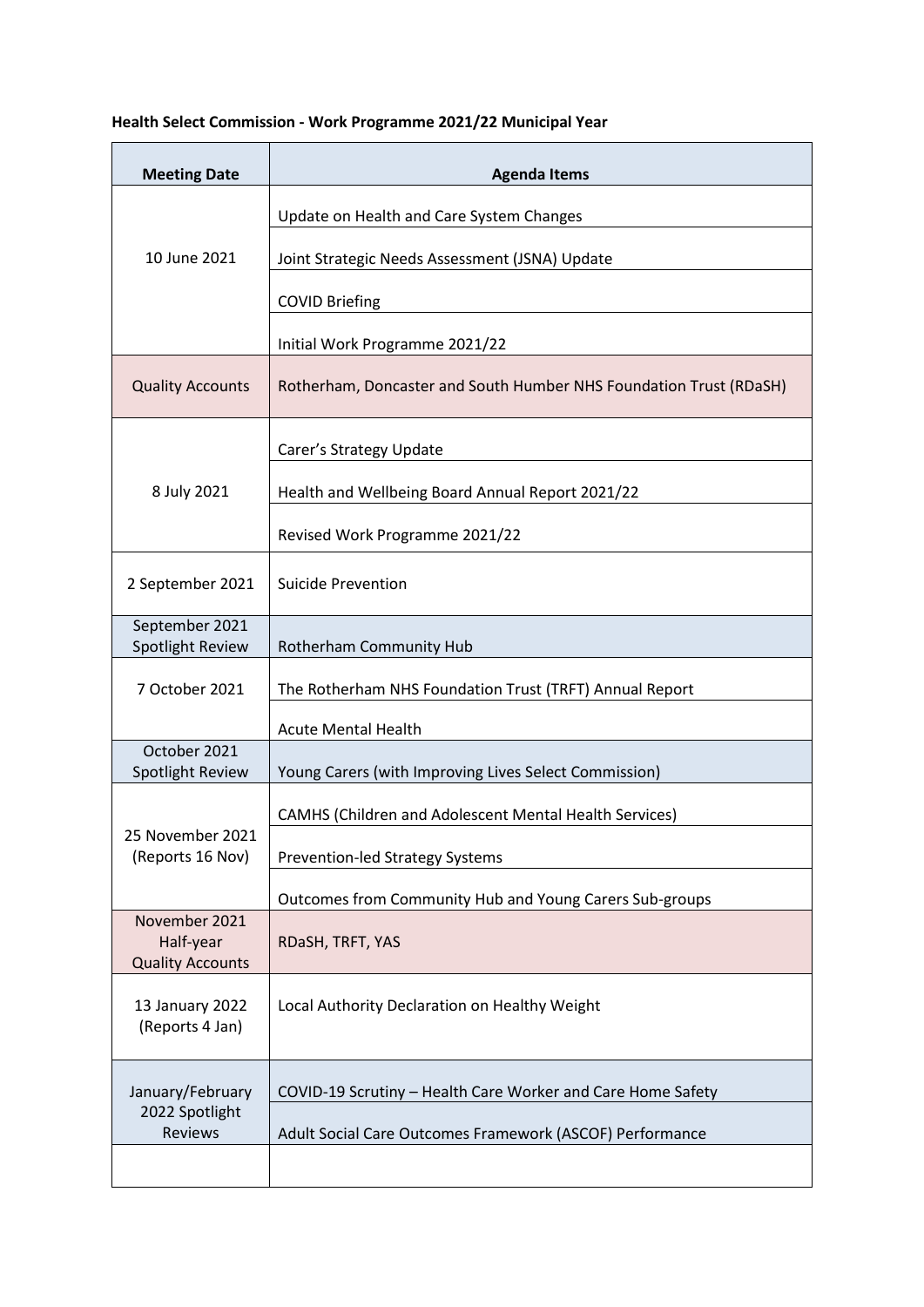**Health Select Commission - Work Programme 2021/22 Municipal Year**

| Meeting Date | Agenda Items |
|---|---|
| 10 June 2021 | Update on Health and Care System Changes |
| | Joint Strategic Needs Assessment (JSNA) Update |
| | COVID Briefing |
| | Initial Work Programme 2021/22 |
| Quality Accounts | Rotherham, Doncaster and South Humber NHS Foundation Trust (RDaSH) |
| 8 July 2021 | Carer's Strategy Update |
| | Health and Wellbeing Board Annual Report 2021/22 |
| | Revised Work Programme 2021/22 |
| 2 September 2021 | Suicide Prevention |
| September 2021 Spotlight Review | Rotherham Community Hub |
| 7 October 2021 | The Rotherham NHS Foundation Trust (TRFT) Annual Report |
| | Acute Mental Health |
| October 2021 Spotlight Review | Young Carers (with Improving Lives Select Commission) |
| 25 November 2021 (Reports 16 Nov) | CAMHS (Children and Adolescent Mental Health Services) |
| | Prevention-led Strategy Systems |
| | Outcomes from Community Hub and Young Carers Sub-groups |
| November 2021 Half-year Quality Accounts | RDaSH, TRFT, YAS |
| 13 January 2022 (Reports 4 Jan) | Local Authority Declaration on Healthy Weight |
| January/February 2022 Spotlight Reviews | COVID-19 Scrutiny – Health Care Worker and Care Home Safety |
| | Adult Social Care Outcomes Framework (ASCOF) Performance |
| | |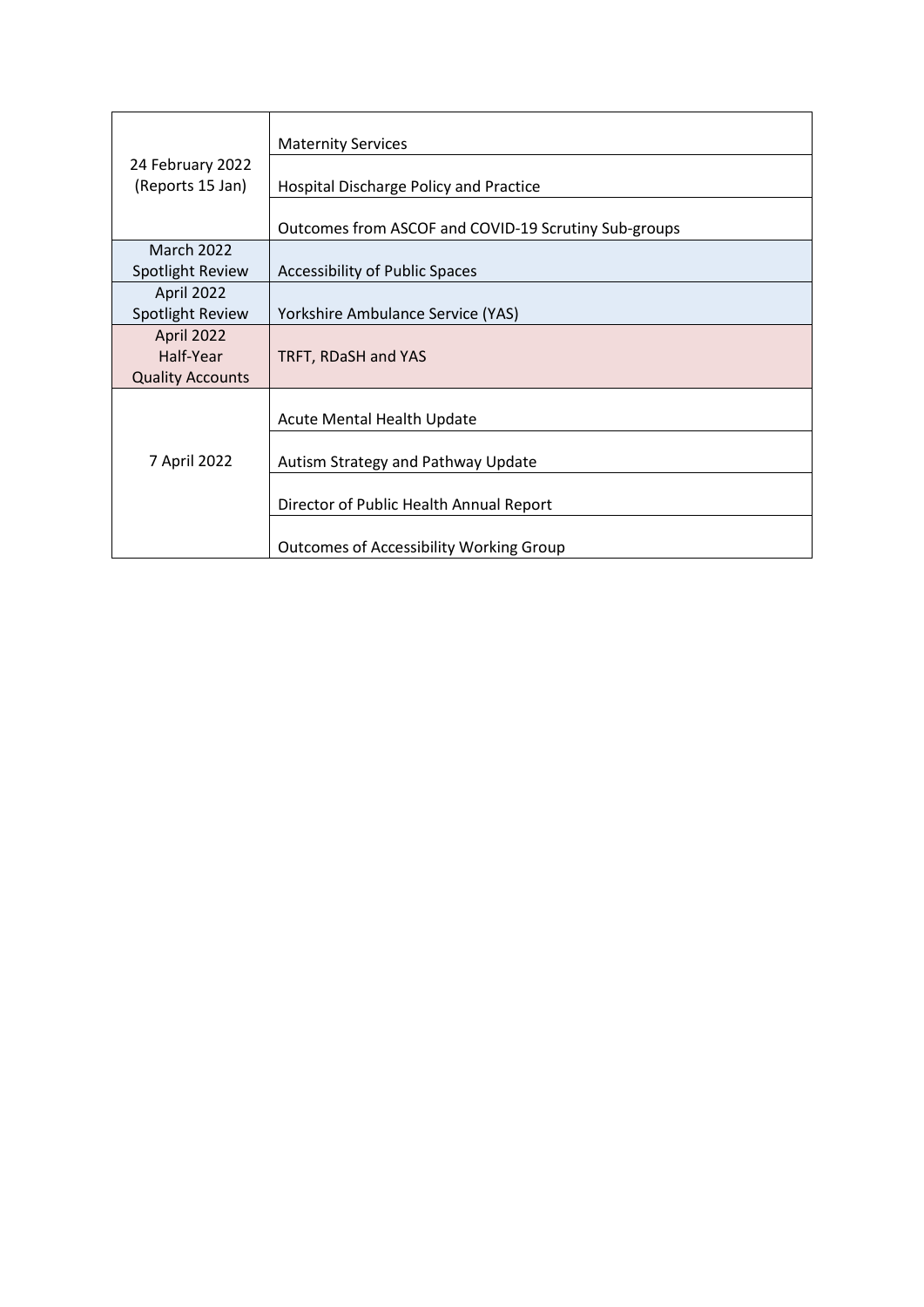| | |
|---|---|
| 24 February 2022 (Reports 15 Jan) | Maternity Services |
| | Hospital Discharge Policy and Practice |
| | Outcomes from ASCOF and COVID-19 Scrutiny Sub-groups |
| March 2022 Spotlight Review | Accessibility of Public Spaces |
| April 2022 Spotlight Review | Yorkshire Ambulance Service (YAS) |
| April 2022 Half-Year Quality Accounts | TRFT, RDaSH and YAS |
| 7 April 2022 | Acute Mental Health Update |
| | Autism Strategy and Pathway Update |
| | Director of Public Health Annual Report |
| | Outcomes of Accessibility Working Group |